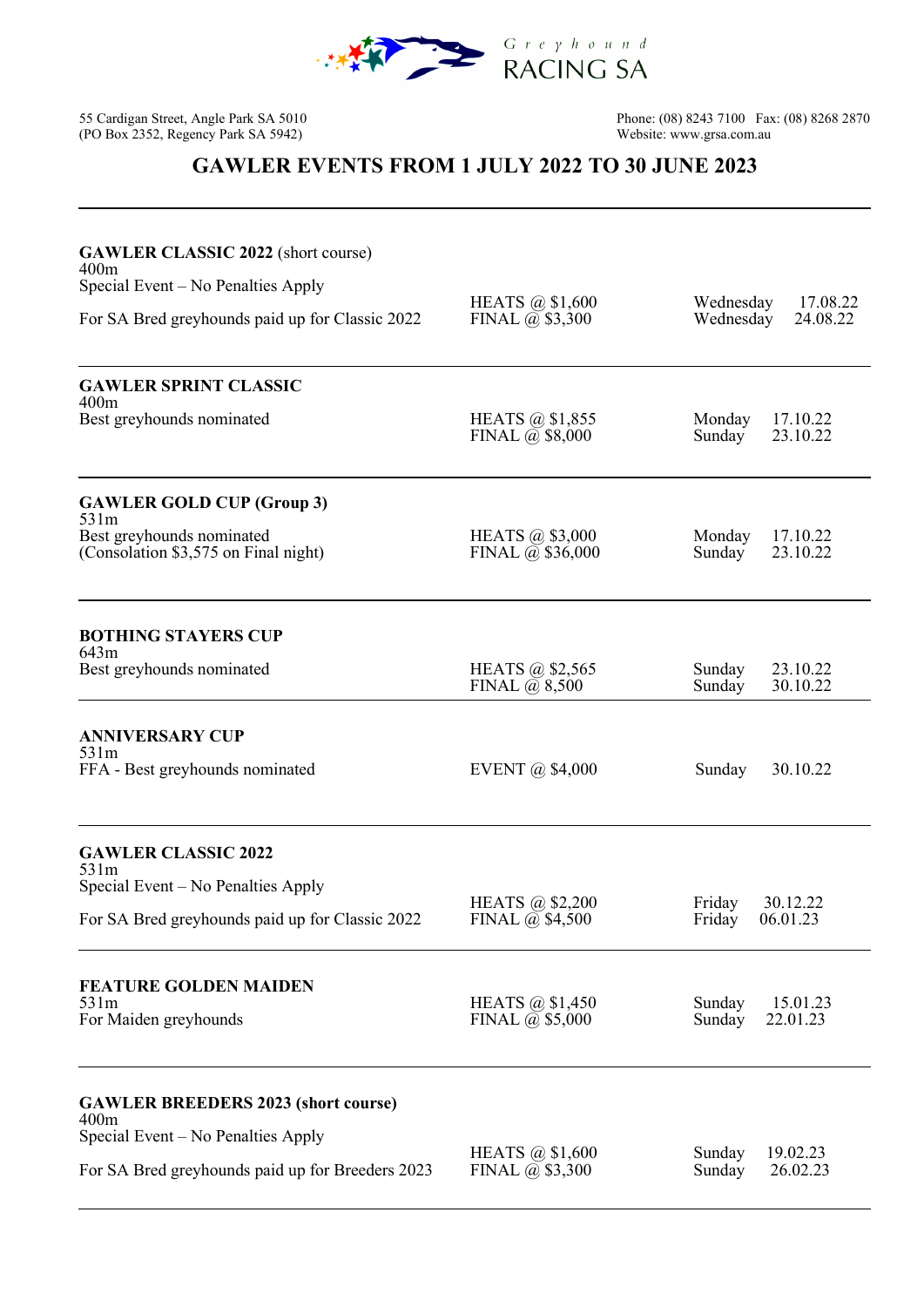Greyhound RACING SA

55 Cardigan Street, Angle Park SA 5010
(PO Box 2352, Regency Park SA 5942)

Phone: (08) 8243 7100 Fax: (08) 8268 2870
Website: www.grsa.com.au

# GAWLER EVENTS FROM 1 JULY 2022 TO 30 JUNE 2023

| Event | Prizemoney | Dates |
|---|---|---|
| **GAWLER CLASSIC 2022** (short course)<br>400m<br>Special Event – No Penalties Apply<br>For SA Bred greyhounds paid up for Classic 2022 | HEATS @ $1,600<br>FINAL @ $3,300 | Wednesday 17.08.22<br>Wednesday 24.08.22 |
| **GAWLER SPRINT CLASSIC**<br>400m<br>Best greyhounds nominated | HEATS @ $1,855<br>FINAL @ $8,000 | Monday 17.10.22<br>Sunday 23.10.22 |
| **GAWLER GOLD CUP (Group 3)**<br>531m<br>Best greyhounds nominated<br>(Consolation $3,575 on Final night) | HEATS @ $3,000<br>FINAL @ $36,000 | Monday 17.10.22<br>Sunday 23.10.22 |
| **BOTHING STAYERS CUP**<br>643m<br>Best greyhounds nominated | HEATS @ $2,565<br>FINAL @ 8,500 | Sunday 23.10.22<br>Sunday 30.10.22 |
| **ANNIVERSARY CUP**<br>531m<br>FFA - Best greyhounds nominated | EVENT @ $4,000 | Sunday 30.10.22 |
| **GAWLER CLASSIC 2022**<br>531m<br>Special Event – No Penalties Apply<br>For SA Bred greyhounds paid up for Classic 2022 | HEATS @ $2,200<br>FINAL @ $4,500 | Friday 30.12.22<br>Friday 06.01.23 |
| **FEATURE GOLDEN MAIDEN**<br>531m<br>For Maiden greyhounds | HEATS @ $1,450<br>FINAL @ $5,000 | Sunday 15.01.23<br>Sunday 22.01.23 |
| **GAWLER BREEDERS 2023 (short course)**<br>400m<br>Special Event – No Penalties Apply<br>For SA Bred greyhounds paid up for Breeders 2023 | HEATS @ $1,600<br>FINAL @ $3,300 | Sunday 19.02.23<br>Sunday 26.02.23 |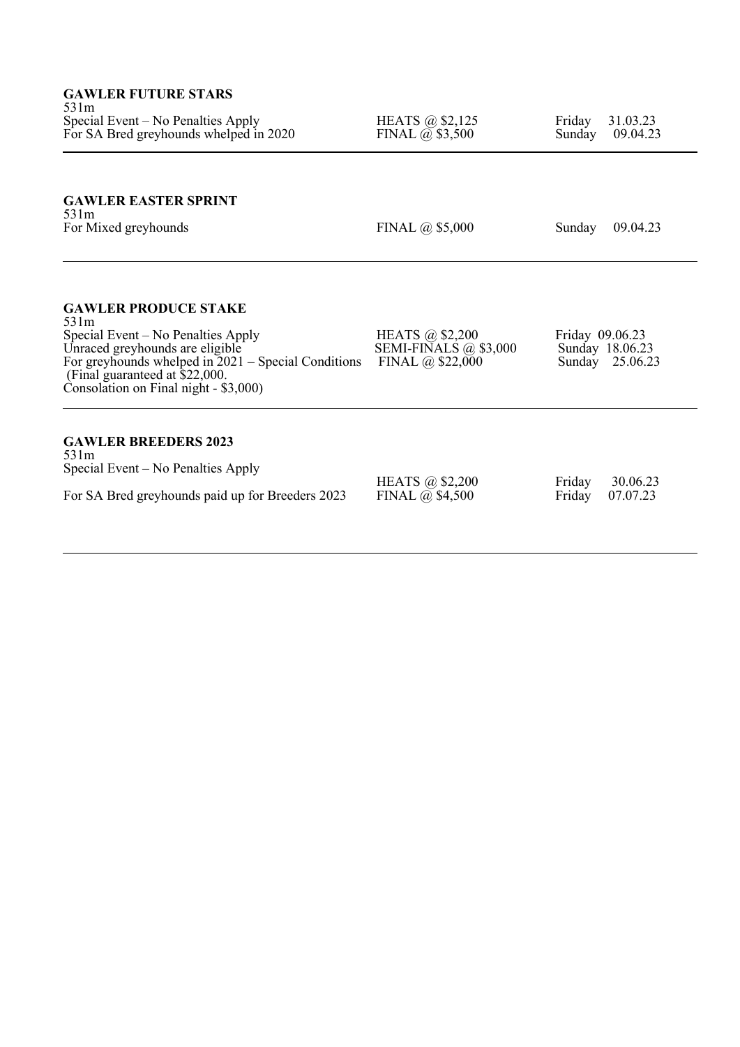**GAWLER FUTURE STARS**

531m

| | | |
|---|---|---|
| Special Event – No Penalties Apply | HEATS @ $2,125 | Friday 31.03.23 |
| For SA Bred greyhounds whelped in 2020 | FINAL @ $3,500 | Sunday 09.04.23 |

---

**GAWLER EASTER SPRINT**

531m

| | | |
|---|---|---|
| For Mixed greyhounds | FINAL @ $5,000 | Sunday 09.04.23 |

---

**GAWLER PRODUCE STAKE**

531m

| | | |
|---|---|---|
| Special Event – No Penalties Apply | HEATS @ $2,200 | Friday 09.06.23 |
| Unraced greyhounds are eligible | SEMI-FINALS @ $3,000 | Sunday 18.06.23 |
| For greyhounds whelped in 2021 – Special Conditions | FINAL @ $22,000 | Sunday 25.06.23 |

(Final guaranteed at $22,000.
Consolation on Final night - $3,000)

---

**GAWLER BREEDERS 2023**

531m

Special Event – No Penalties Apply

| | | |
|---|---|---|
| | HEATS @ $2,200 | Friday 30.06.23 |
| For SA Bred greyhounds paid up for Breeders 2023 | FINAL @ $4,500 | Friday 07.07.23 |

---